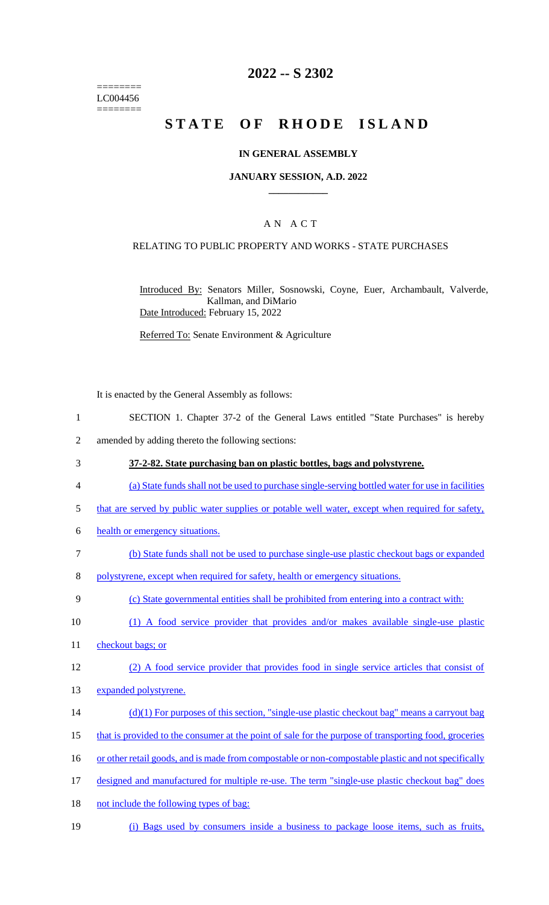========
LC004456
========

# 2022 -- S 2302

# STATE OF RHODE ISLAND

## IN GENERAL ASSEMBLY

### JANUARY SESSION, A.D. 2022

## A N A C T

### RELATING TO PUBLIC PROPERTY AND WORKS - STATE PURCHASES

Introduced By: Senators Miller, Sosnowski, Coyne, Euer, Archambault, Valverde, Kallman, and DiMario
Date Introduced: February 15, 2022

Referred To: Senate Environment & Agriculture

It is enacted by the General Assembly as follows:

1 SECTION 1. Chapter 37-2 of the General Laws entitled "State Purchases" is hereby
2 amended by adding thereto the following sections:

3 **37-2-82. State purchasing ban on plastic bottles, bags and polystyrene.**

4 (a) State funds shall not be used to purchase single-serving bottled water for use in facilities
5 that are served by public water supplies or potable well water, except when required for safety,
6 health or emergency situations.

7 (b) State funds shall not be used to purchase single-use plastic checkout bags or expanded
8 polystyrene, except when required for safety, health or emergency situations.

9 (c) State governmental entities shall be prohibited from entering into a contract with:

10 (1) A food service provider that provides and/or makes available single-use plastic
11 checkout bags; or

12 (2) A food service provider that provides food in single service articles that consist of
13 expanded polystyrene.

14 (d)(1) For purposes of this section, "single-use plastic checkout bag" means a carryout bag
15 that is provided to the consumer at the point of sale for the purpose of transporting food, groceries
16 or other retail goods, and is made from compostable or non-compostable plastic and not specifically
17 designed and manufactured for multiple re-use. The term "single-use plastic checkout bag" does
18 not include the following types of bag:

19 (i) Bags used by consumers inside a business to package loose items, such as fruits,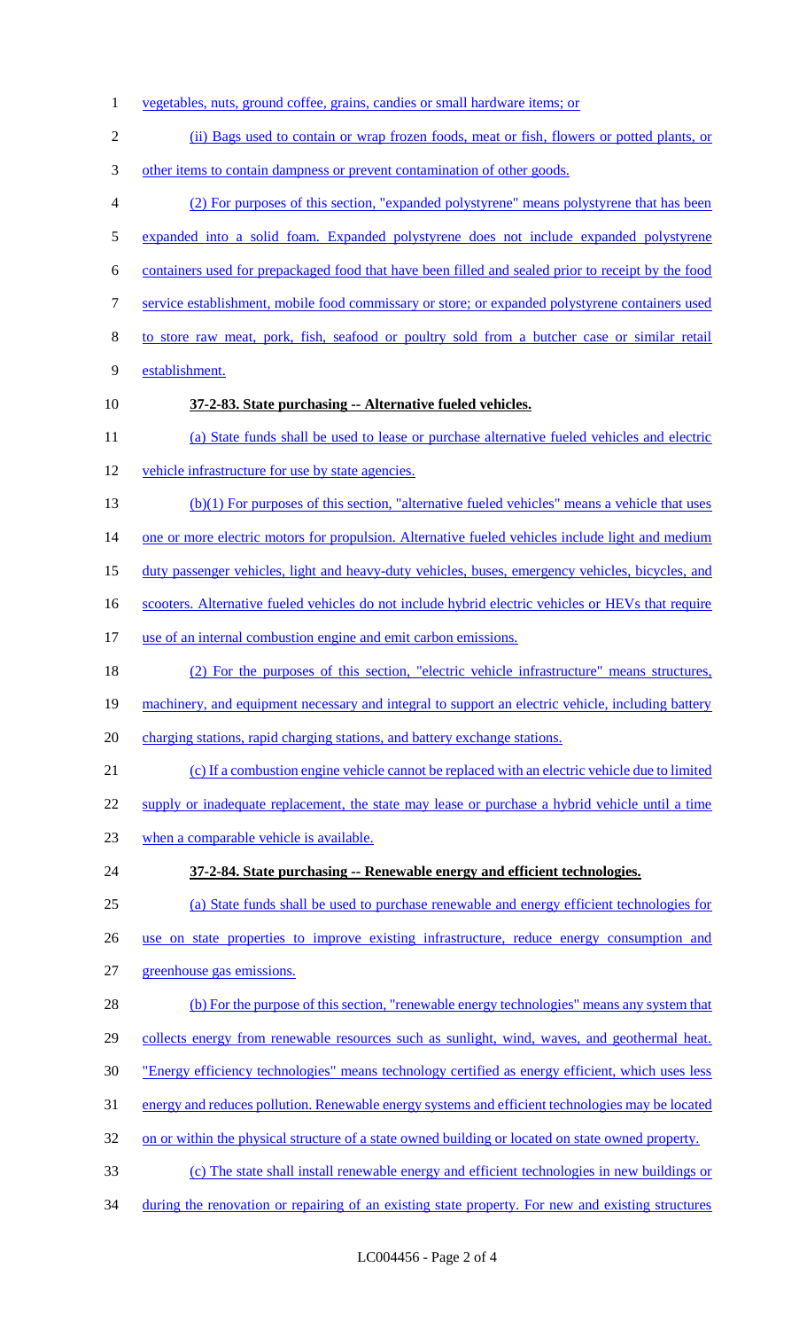vegetables, nuts, ground coffee, grains, candies or small hardware items; or

(ii) Bags used to contain or wrap frozen foods, meat or fish, flowers or potted plants, or other items to contain dampness or prevent contamination of other goods.

(2) For purposes of this section, "expanded polystyrene" means polystyrene that has been expanded into a solid foam. Expanded polystyrene does not include expanded polystyrene containers used for prepackaged food that have been filled and sealed prior to receipt by the food service establishment, mobile food commissary or store; or expanded polystyrene containers used to store raw meat, pork, fish, seafood or poultry sold from a butcher case or similar retail establishment.

**37-2-83. State purchasing -- Alternative fueled vehicles.**

(a) State funds shall be used to lease or purchase alternative fueled vehicles and electric vehicle infrastructure for use by state agencies.

(b)(1) For purposes of this section, "alternative fueled vehicles" means a vehicle that uses one or more electric motors for propulsion. Alternative fueled vehicles include light and medium duty passenger vehicles, light and heavy-duty vehicles, buses, emergency vehicles, bicycles, and scooters. Alternative fueled vehicles do not include hybrid electric vehicles or HEVs that require use of an internal combustion engine and emit carbon emissions.

(2) For the purposes of this section, "electric vehicle infrastructure" means structures, machinery, and equipment necessary and integral to support an electric vehicle, including battery charging stations, rapid charging stations, and battery exchange stations.

(c) If a combustion engine vehicle cannot be replaced with an electric vehicle due to limited supply or inadequate replacement, the state may lease or purchase a hybrid vehicle until a time when a comparable vehicle is available.

**37-2-84. State purchasing -- Renewable energy and efficient technologies.**

(a) State funds shall be used to purchase renewable and energy efficient technologies for use on state properties to improve existing infrastructure, reduce energy consumption and greenhouse gas emissions.

(b) For the purpose of this section, "renewable energy technologies" means any system that collects energy from renewable resources such as sunlight, wind, waves, and geothermal heat. "Energy efficiency technologies" means technology certified as energy efficient, which uses less energy and reduces pollution. Renewable energy systems and efficient technologies may be located on or within the physical structure of a state owned building or located on state owned property.

(c) The state shall install renewable energy and efficient technologies in new buildings or during the renovation or repairing of an existing state property. For new and existing structures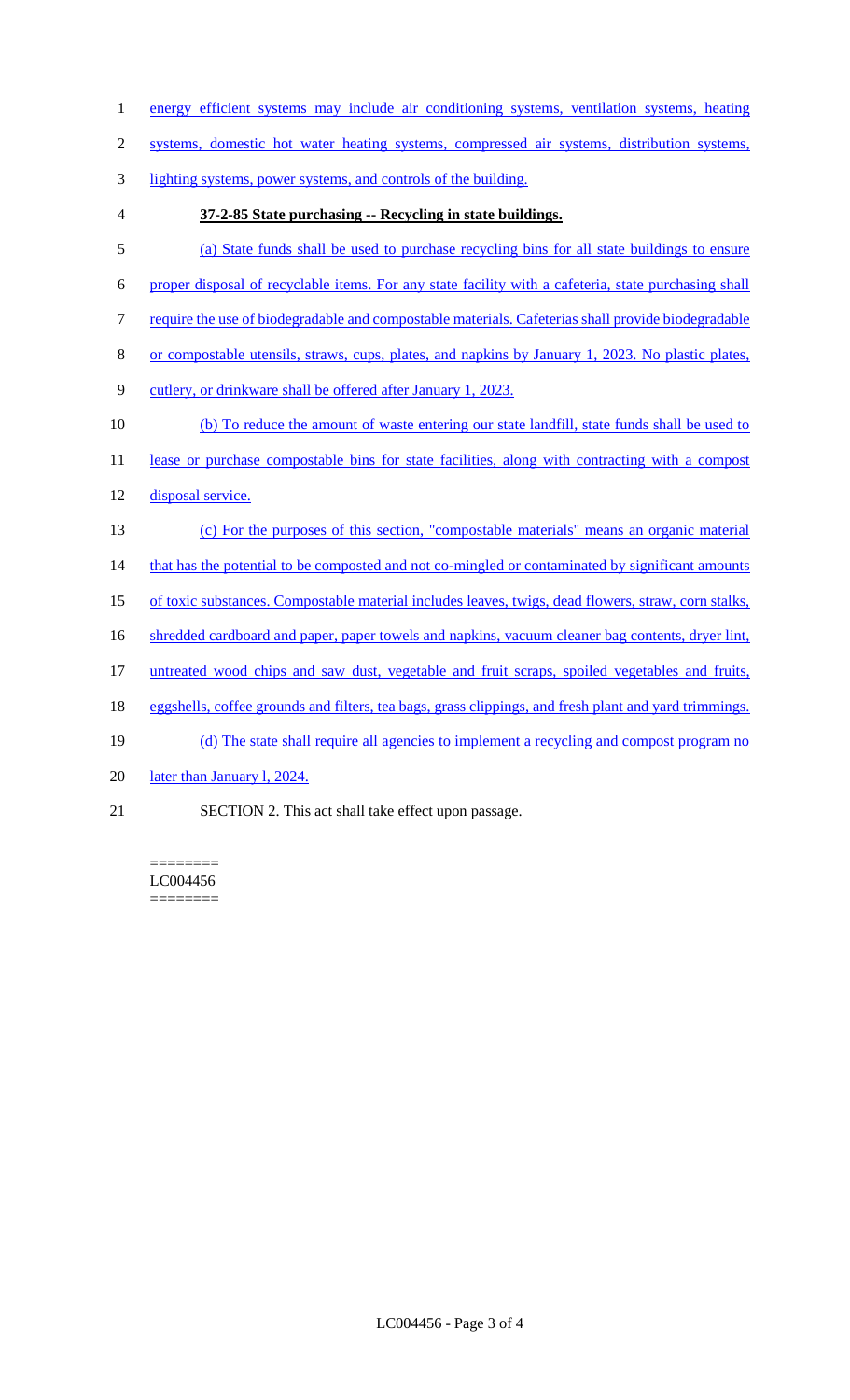energy efficient systems may include air conditioning systems, ventilation systems, heating systems, domestic hot water heating systems, compressed air systems, distribution systems, lighting systems, power systems, and controls of the building.

**37-2-85 State purchasing -- Recycling in state buildings.**

(a) State funds shall be used to purchase recycling bins for all state buildings to ensure proper disposal of recyclable items. For any state facility with a cafeteria, state purchasing shall require the use of biodegradable and compostable materials. Cafeterias shall provide biodegradable or compostable utensils, straws, cups, plates, and napkins by January 1, 2023. No plastic plates, cutlery, or drinkware shall be offered after January 1, 2023.

(b) To reduce the amount of waste entering our state landfill, state funds shall be used to lease or purchase compostable bins for state facilities, along with contracting with a compost disposal service.

(c) For the purposes of this section, "compostable materials" means an organic material that has the potential to be composted and not co-mingled or contaminated by significant amounts of toxic substances. Compostable material includes leaves, twigs, dead flowers, straw, corn stalks, shredded cardboard and paper, paper towels and napkins, vacuum cleaner bag contents, dryer lint, untreated wood chips and saw dust, vegetable and fruit scraps, spoiled vegetables and fruits, eggshells, coffee grounds and filters, tea bags, grass clippings, and fresh plant and yard trimmings.

(d) The state shall require all agencies to implement a recycling and compost program no later than January l, 2024.

SECTION 2. This act shall take effect upon passage.

========
LC004456
========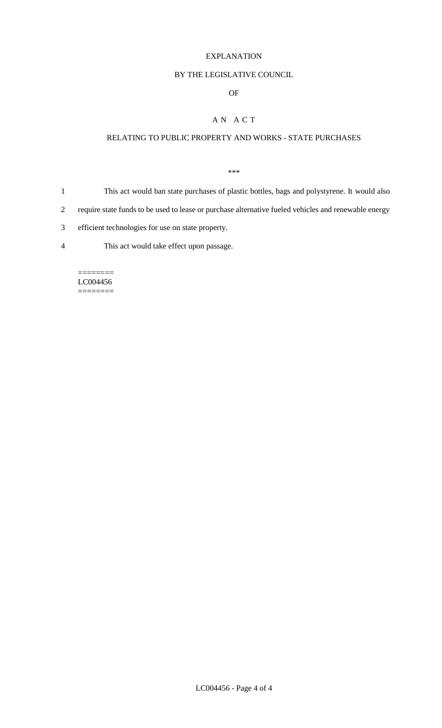EXPLANATION

BY THE LEGISLATIVE COUNCIL

OF

A N A C T

RELATING TO PUBLIC PROPERTY AND WORKS - STATE PURCHASES

\*\*\*

This act would ban state purchases of plastic bottles, bags and polystyrene. It would also require state funds to be used to lease or purchase alternative fueled vehicles and renewable energy efficient technologies for use on state property.

This act would take effect upon passage.

========
LC004456
========